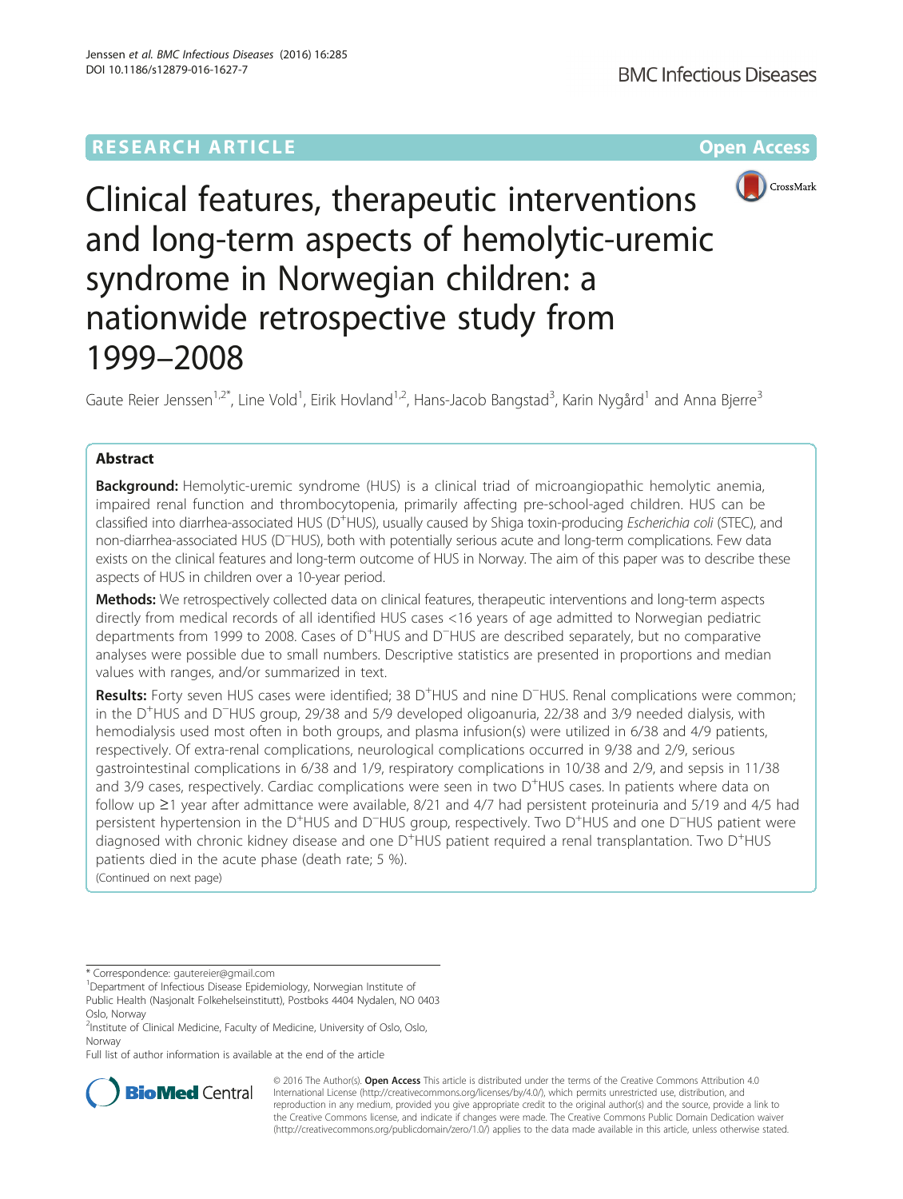RESEARCH ARTICLE

Open Access

# Clinical features, therapeutic interventions and long-term aspects of hemolytic-uremic syndrome in Norwegian children: a nationwide retrospective study from 1999–2008

Gaute Reier Jenssen[1,2*], Line Vold[1], Eirik Hovland[1,2], Hans-Jacob Bangstad[3], Karin Nygård[1] and Anna Bjerre[3]

## Abstract

**Background:** Hemolytic-uremic syndrome (HUS) is a clinical triad of microangiopathic hemolytic anemia, impaired renal function and thrombocytopenia, primarily affecting pre-school-aged children. HUS can be classified into diarrhea-associated HUS ($D^+$HUS), usually caused by Shiga toxin-producing *Escherichia coli* (STEC), and non-diarrhea-associated HUS ($D^-$HUS), both with potentially serious acute and long-term complications. Few data exists on the clinical features and long-term outcome of HUS in Norway. The aim of this paper was to describe these aspects of HUS in children over a 10-year period.

**Methods:** We retrospectively collected data on clinical features, therapeutic interventions and long-term aspects directly from medical records of all identified HUS cases <16 years of age admitted to Norwegian pediatric departments from 1999 to 2008. Cases of $D^+$HUS and $D^-$HUS are described separately, but no comparative analyses were possible due to small numbers. Descriptive statistics are presented in proportions and median values with ranges, and/or summarized in text.

**Results:** Forty seven HUS cases were identified; 38 $D^+$HUS and nine $D^-$HUS. Renal complications were common; in the $D^+$HUS and $D^-$HUS group, 29/38 and 5/9 developed oligoanuria, 22/38 and 3/9 needed dialysis, with hemodialysis used most often in both groups, and plasma infusion(s) were utilized in 6/38 and 4/9 patients, respectively. Of extra-renal complications, neurological complications occurred in 9/38 and 2/9, serious gastrointestinal complications in 6/38 and 1/9, respiratory complications in 10/38 and 2/9, and sepsis in 11/38 and 3/9 cases, respectively. Cardiac complications were seen in two $D^+$HUS cases. In patients where data on follow up ≥1 year after admittance were available, 8/21 and 4/7 had persistent proteinuria and 5/19 and 4/5 had persistent hypertension in the $D^+$HUS and $D^-$HUS group, respectively. Two $D^+$HUS and one $D^-$HUS patient were diagnosed with chronic kidney disease and one $D^+$HUS patient required a renal transplantation. Two $D^+$HUS patients died in the acute phase (death rate; 5 %).

(Continued on next page)

* Correspondence: gautereier@gmail.com

[1]Department of Infectious Disease Epidemiology, Norwegian Institute of Public Health (Nasjonalt Folkehelseinstitutt), Postboks 4404 Nydalen, NO 0403 Oslo, Norway

[2]Institute of Clinical Medicine, Faculty of Medicine, University of Oslo, Oslo, Norway

Full list of author information is available at the end of the article

© 2016 The Author(s). **Open Access** This article is distributed under the terms of the Creative Commons Attribution 4.0 International License (http://creativecommons.org/licenses/by/4.0/), which permits unrestricted use, distribution, and reproduction in any medium, provided you give appropriate credit to the original author(s) and the source, provide a link to the Creative Commons license, and indicate if changes were made. The Creative Commons Public Domain Dedication waiver (http://creativecommons.org/publicdomain/zero/1.0/) applies to the data made available in this article, unless otherwise stated.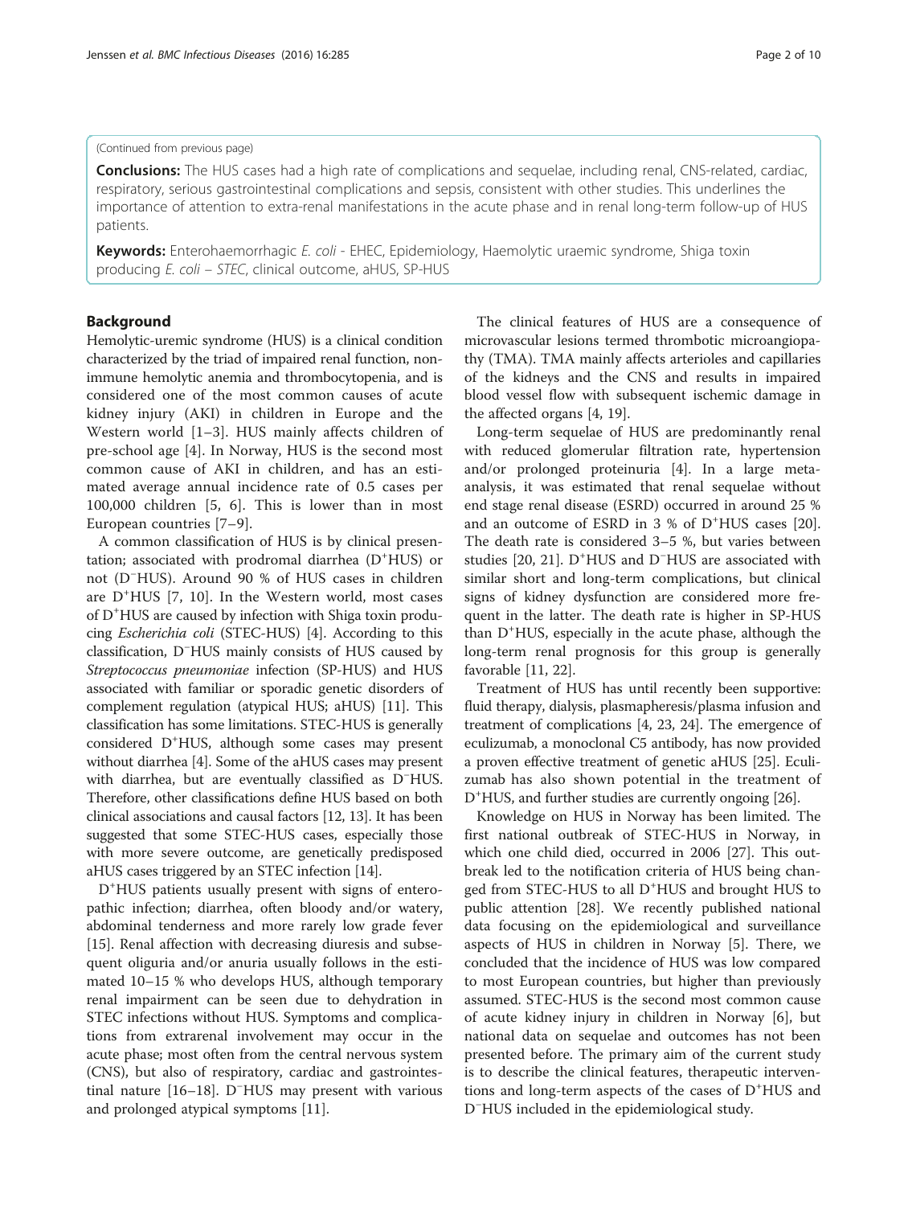(Continued from previous page)

**Conclusions:** The HUS cases had a high rate of complications and sequelae, including renal, CNS-related, cardiac, respiratory, serious gastrointestinal complications and sepsis, consistent with other studies. This underlines the importance of attention to extra-renal manifestations in the acute phase and in renal long-term follow-up of HUS patients.

**Keywords:** Enterohaemorrhagic *E. coli* - EHEC, Epidemiology, Haemolytic uraemic syndrome, Shiga toxin producing *E. coli* – *STEC*, clinical outcome, aHUS, SP-HUS

## Background

Hemolytic-uremic syndrome (HUS) is a clinical condition characterized by the triad of impaired renal function, non-immune hemolytic anemia and thrombocytopenia, and is considered one of the most common causes of acute kidney injury (AKI) in children in Europe and the Western world [1–3]. HUS mainly affects children of pre-school age [4]. In Norway, HUS is the second most common cause of AKI in children, and has an estimated average annual incidence rate of 0.5 cases per 100,000 children [5, 6]. This is lower than in most European countries [7–9].

A common classification of HUS is by clinical presentation; associated with prodromal diarrhea ($D^+$HUS) or not ($D^-$HUS). Around 90 % of HUS cases in children are $D^+$HUS [7, 10]. In the Western world, most cases of $D^+$HUS are caused by infection with Shiga toxin producing *Escherichia coli* (STEC-HUS) [4]. According to this classification, $D^-$HUS mainly consists of HUS caused by *Streptococcus pneumoniae* infection (SP-HUS) and HUS associated with familiar or sporadic genetic disorders of complement regulation (atypical HUS; aHUS) [11]. This classification has some limitations. STEC-HUS is generally considered $D^+$HUS, although some cases may present without diarrhea [4]. Some of the aHUS cases may present with diarrhea, but are eventually classified as $D^-$HUS. Therefore, other classifications define HUS based on both clinical associations and causal factors [12, 13]. It has been suggested that some STEC-HUS cases, especially those with more severe outcome, are genetically predisposed aHUS cases triggered by an STEC infection [14].

$D^+$HUS patients usually present with signs of enteropathic infection; diarrhea, often bloody and/or watery, abdominal tenderness and more rarely low grade fever [15]. Renal affection with decreasing diuresis and subsequent oliguria and/or anuria usually follows in the estimated 10–15 % who develops HUS, although temporary renal impairment can be seen due to dehydration in STEC infections without HUS. Symptoms and complications from extrarenal involvement may occur in the acute phase; most often from the central nervous system (CNS), but also of respiratory, cardiac and gastrointestinal nature [16–18]. $D^-$HUS may present with various and prolonged atypical symptoms [11].

The clinical features of HUS are a consequence of microvascular lesions termed thrombotic microangiopathy (TMA). TMA mainly affects arterioles and capillaries of the kidneys and the CNS and results in impaired blood vessel flow with subsequent ischemic damage in the affected organs [4, 19].

Long-term sequelae of HUS are predominantly renal with reduced glomerular filtration rate, hypertension and/or prolonged proteinuria [4]. In a large meta-analysis, it was estimated that renal sequelae without end stage renal disease (ESRD) occurred in around 25 % and an outcome of ESRD in 3 % of $D^+$HUS cases [20]. The death rate is considered 3–5 %, but varies between studies [20, 21]. $D^+$HUS and $D^-$HUS are associated with similar short and long-term complications, but clinical signs of kidney dysfunction are considered more frequent in the latter. The death rate is higher in SP-HUS than $D^+$HUS, especially in the acute phase, although the long-term renal prognosis for this group is generally favorable [11, 22].

Treatment of HUS has until recently been supportive: fluid therapy, dialysis, plasmapheresis/plasma infusion and treatment of complications [4, 23, 24]. The emergence of eculizumab, a monoclonal C5 antibody, has now provided a proven effective treatment of genetic aHUS [25]. Eculizumab has also shown potential in the treatment of $D^+$HUS, and further studies are currently ongoing [26].

Knowledge on HUS in Norway has been limited. The first national outbreak of STEC-HUS in Norway, in which one child died, occurred in 2006 [27]. This outbreak led to the notification criteria of HUS being changed from STEC-HUS to all $D^+$HUS and brought HUS to public attention [28]. We recently published national data focusing on the epidemiological and surveillance aspects of HUS in children in Norway [5]. There, we concluded that the incidence of HUS was low compared to most European countries, but higher than previously assumed. STEC-HUS is the second most common cause of acute kidney injury in children in Norway [6], but national data on sequelae and outcomes has not been presented before. The primary aim of the current study is to describe the clinical features, therapeutic interventions and long-term aspects of the cases of $D^+$HUS and $D^-$HUS included in the epidemiological study.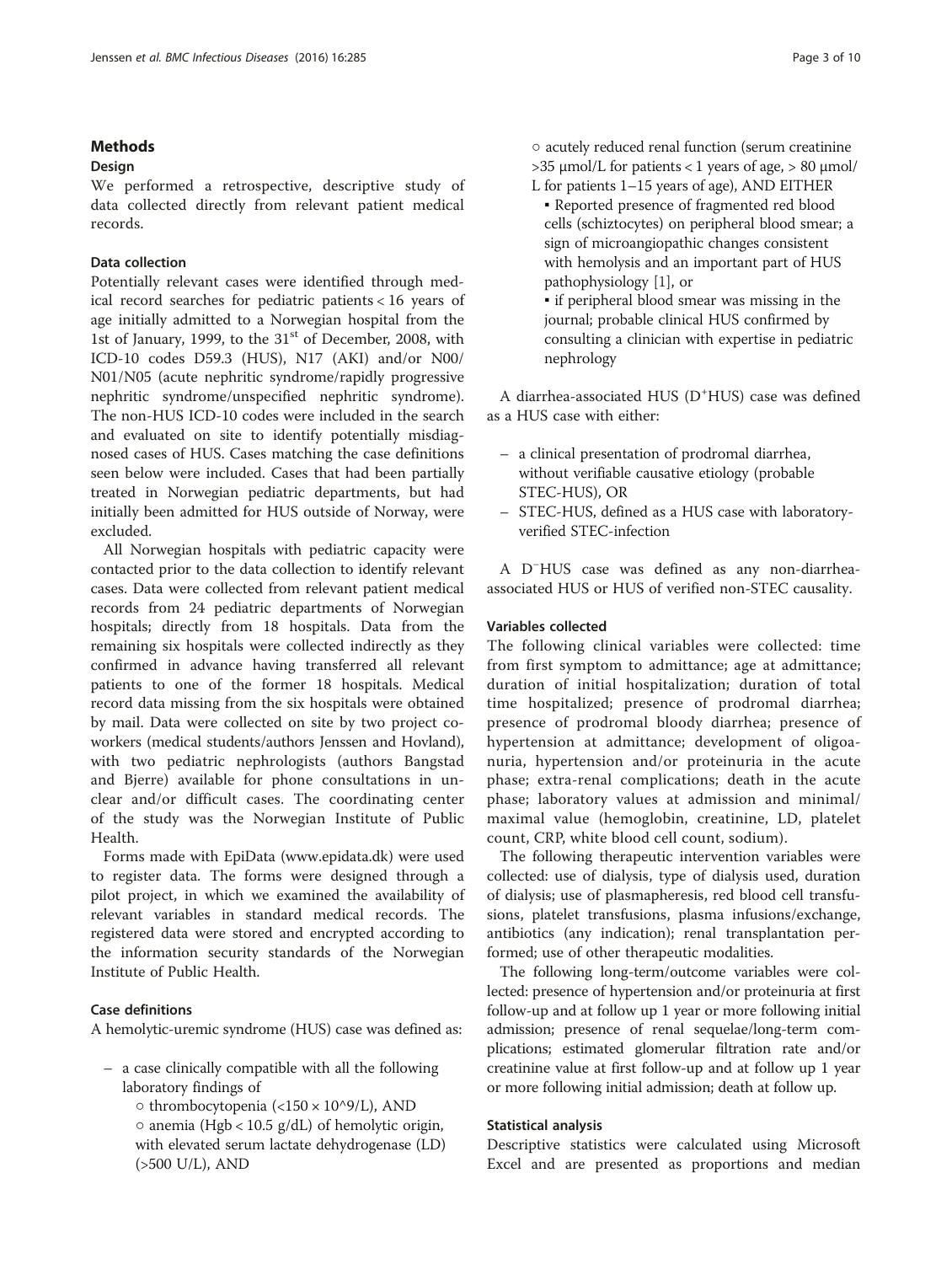## Methods

### Design

We performed a retrospective, descriptive study of data collected directly from relevant patient medical records.

### Data collection

Potentially relevant cases were identified through medical record searches for pediatric patients < 16 years of age initially admitted to a Norwegian hospital from the 1st of January, 1999, to the 31st of December, 2008, with ICD-10 codes D59.3 (HUS), N17 (AKI) and/or N00/N01/N05 (acute nephritic syndrome/rapidly progressive nephritic syndrome/unspecified nephritic syndrome). The non-HUS ICD-10 codes were included in the search and evaluated on site to identify potentially misdiagnosed cases of HUS. Cases matching the case definitions seen below were included. Cases that had been partially treated in Norwegian pediatric departments, but had initially been admitted for HUS outside of Norway, were excluded.

All Norwegian hospitals with pediatric capacity were contacted prior to the data collection to identify relevant cases. Data were collected from relevant patient medical records from 24 pediatric departments of Norwegian hospitals; directly from 18 hospitals. Data from the remaining six hospitals were collected indirectly as they confirmed in advance having transferred all relevant patients to one of the former 18 hospitals. Medical record data missing from the six hospitals were obtained by mail. Data were collected on site by two project co-workers (medical students/authors Jenssen and Hovland), with two pediatric nephrologists (authors Bangstad and Bjerre) available for phone consultations in unclear and/or difficult cases. The coordinating center of the study was the Norwegian Institute of Public Health.

Forms made with EpiData (www.epidata.dk) were used to register data. The forms were designed through a pilot project, in which we examined the availability of relevant variables in standard medical records. The registered data were stored and encrypted according to the information security standards of the Norwegian Institute of Public Health.

### Case definitions

A hemolytic-uremic syndrome (HUS) case was defined as:

- a case clinically compatible with all the following laboratory findings of
  - thrombocytopenia (<150 × 10^9/L), AND
  - anemia (Hgb < 10.5 g/dL) of hemolytic origin, with elevated serum lactate dehydrogenase (LD) (>500 U/L), AND
  - acutely reduced renal function (serum creatinine >35 μmol/L for patients < 1 years of age, > 80 μmol/L for patients 1–15 years of age), AND EITHER
    - Reported presence of fragmented red blood cells (schiztocytes) on peripheral blood smear; a sign of microangiopathic changes consistent with hemolysis and an important part of HUS pathophysiology [1], or
    - if peripheral blood smear was missing in the journal; probable clinical HUS confirmed by consulting a clinician with expertise in pediatric nephrology

A diarrhea-associated HUS ($D^{+}$HUS) case was defined as a HUS case with either:

- a clinical presentation of prodromal diarrhea, without verifiable causative etiology (probable STEC-HUS), OR
- STEC-HUS, defined as a HUS case with laboratory-verified STEC-infection

A $D^{-}$HUS case was defined as any non-diarrhea-associated HUS or HUS of verified non-STEC causality.

### Variables collected

The following clinical variables were collected: time from first symptom to admittance; age at admittance; duration of initial hospitalization; duration of total time hospitalized; presence of prodromal diarrhea; presence of prodromal bloody diarrhea; presence of hypertension at admittance; development of oligoanuria, hypertension and/or proteinuria in the acute phase; extra-renal complications; death in the acute phase; laboratory values at admission and minimal/maximal value (hemoglobin, creatinine, LD, platelet count, CRP, white blood cell count, sodium).

The following therapeutic intervention variables were collected: use of dialysis, type of dialysis used, duration of dialysis; use of plasmapheresis, red blood cell transfusions, platelet transfusions, plasma infusions/exchange, antibiotics (any indication); renal transplantation performed; use of other therapeutic modalities.

The following long-term/outcome variables were collected: presence of hypertension and/or proteinuria at first follow-up and at follow up 1 year or more following initial admission; presence of renal sequelae/long-term complications; estimated glomerular filtration rate and/or creatinine value at first follow-up and at follow up 1 year or more following initial admission; death at follow up.

### Statistical analysis

Descriptive statistics were calculated using Microsoft Excel and are presented as proportions and median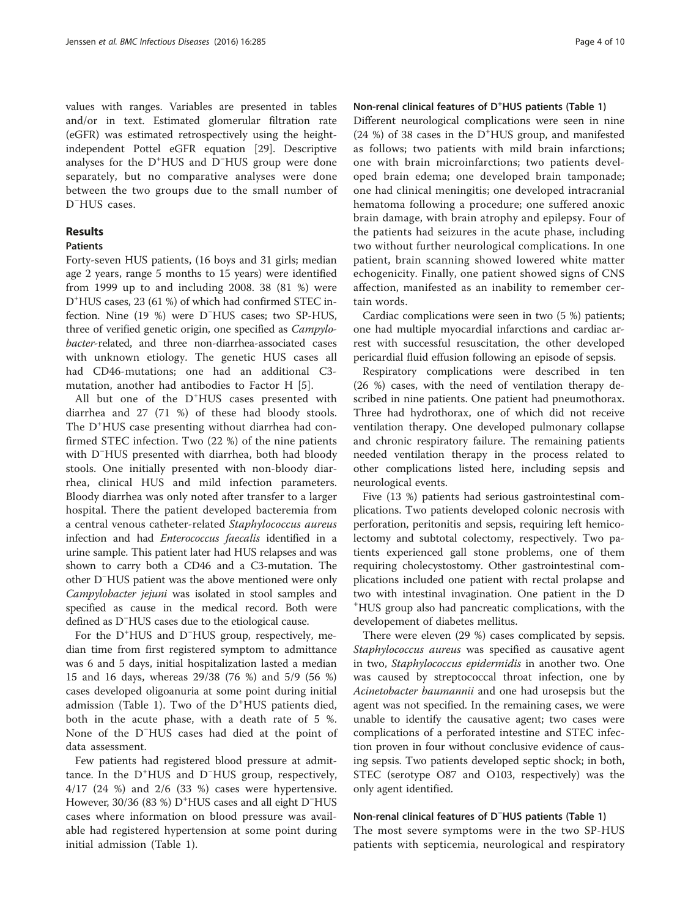values with ranges. Variables are presented in tables and/or in text. Estimated glomerular filtration rate (eGFR) was estimated retrospectively using the height-independent Pottel eGFR equation [29]. Descriptive analyses for the $D^+$HUS and $D^-$HUS group were done separately, but no comparative analyses were done between the two groups due to the small number of $D^-$HUS cases.

## Results

### Patients

Forty-seven HUS patients, (16 boys and 31 girls; median age 2 years, range 5 months to 15 years) were identified from 1999 up to and including 2008. 38 (81 %) were $D^+$HUS cases, 23 (61 %) of which had confirmed STEC infection. Nine (19 %) were $D^-$HUS cases; two SP-HUS, three of verified genetic origin, one specified as *Campylobacter*-related, and three non-diarrhea-associated cases with unknown etiology. The genetic HUS cases all had CD46-mutations; one had an additional C3-mutation, another had antibodies to Factor H [5].

All but one of the $D^+$HUS cases presented with diarrhea and 27 (71 %) of these had bloody stools. The $D^+$HUS case presenting without diarrhea had confirmed STEC infection. Two (22 %) of the nine patients with $D^-$HUS presented with diarrhea, both had bloody stools. One initially presented with non-bloody diarrhea, clinical HUS and mild infection parameters. Bloody diarrhea was only noted after transfer to a larger hospital. There the patient developed bacteremia from a central venous catheter-related *Staphylococcus aureus* infection and had *Enterococcus faecalis* identified in a urine sample. This patient later had HUS relapses and was shown to carry both a CD46 and a C3-mutation. The other $D^-$HUS patient was the above mentioned were only *Campylobacter jejuni* was isolated in stool samples and specified as cause in the medical record. Both were defined as $D^-$HUS cases due to the etiological cause.

For the $D^+$HUS and $D^-$HUS group, respectively, median time from first registered symptom to admittance was 6 and 5 days, initial hospitalization lasted a median 15 and 16 days, whereas 29/38 (76 %) and 5/9 (56 %) cases developed oligoanuria at some point during initial admission (Table 1). Two of the $D^+$HUS patients died, both in the acute phase, with a death rate of 5 %. None of the $D^-$HUS cases had died at the point of data assessment.

Few patients had registered blood pressure at admittance. In the $D^+$HUS and $D^-$HUS group, respectively, 4/17 (24 %) and 2/6 (33 %) cases were hypertensive. However, 30/36 (83 %) $D^+$HUS cases and all eight $D^-$HUS cases where information on blood pressure was available had registered hypertension at some point during initial admission (Table 1).

### Non-renal clinical features of $D^+$HUS patients (Table 1)

Different neurological complications were seen in nine (24 %) of 38 cases in the $D^+$HUS group, and manifested as follows; two patients with mild brain infarctions; one with brain microinfarctions; two patients developed brain edema; one developed brain tamponade; one had clinical meningitis; one developed intracranial hematoma following a procedure; one suffered anoxic brain damage, with brain atrophy and epilepsy. Four of the patients had seizures in the acute phase, including two without further neurological complications. In one patient, brain scanning showed lowered white matter echogenicity. Finally, one patient showed signs of CNS affection, manifested as an inability to remember certain words.

Cardiac complications were seen in two (5 %) patients; one had multiple myocardial infarctions and cardiac arrest with successful resuscitation, the other developed pericardial fluid effusion following an episode of sepsis.

Respiratory complications were described in ten (26 %) cases, with the need of ventilation therapy described in nine patients. One patient had pneumothorax. Three had hydrothorax, one of which did not receive ventilation therapy. One developed pulmonary collapse and chronic respiratory failure. The remaining patients needed ventilation therapy in the process related to other complications listed here, including sepsis and neurological events.

Five (13 %) patients had serious gastrointestinal complications. Two patients developed colonic necrosis with perforation, peritonitis and sepsis, requiring left hemicolectomy and subtotal colectomy, respectively. Two patients experienced gall stone problems, one of them requiring cholecystostomy. Other gastrointestinal complications included one patient with rectal prolapse and two with intestinal invagination. One patient in the $D^+$HUS group also had pancreatic complications, with the developement of diabetes mellitus.

There were eleven (29 %) cases complicated by sepsis. *Staphylococcus aureus* was specified as causative agent in two, *Staphylococcus epidermidis* in another two. One was caused by streptococcal throat infection, one by *Acinetobacter baumannii* and one had urosepsis but the agent was not specified. In the remaining cases, we were unable to identify the causative agent; two cases were complications of a perforated intestine and STEC infection proven in four without conclusive evidence of causing sepsis. Two patients developed septic shock; in both, STEC (serotype O87 and O103, respectively) was the only agent identified.

### Non-renal clinical features of $D^-$HUS patients (Table 1)

The most severe symptoms were in the two SP-HUS patients with septicemia, neurological and respiratory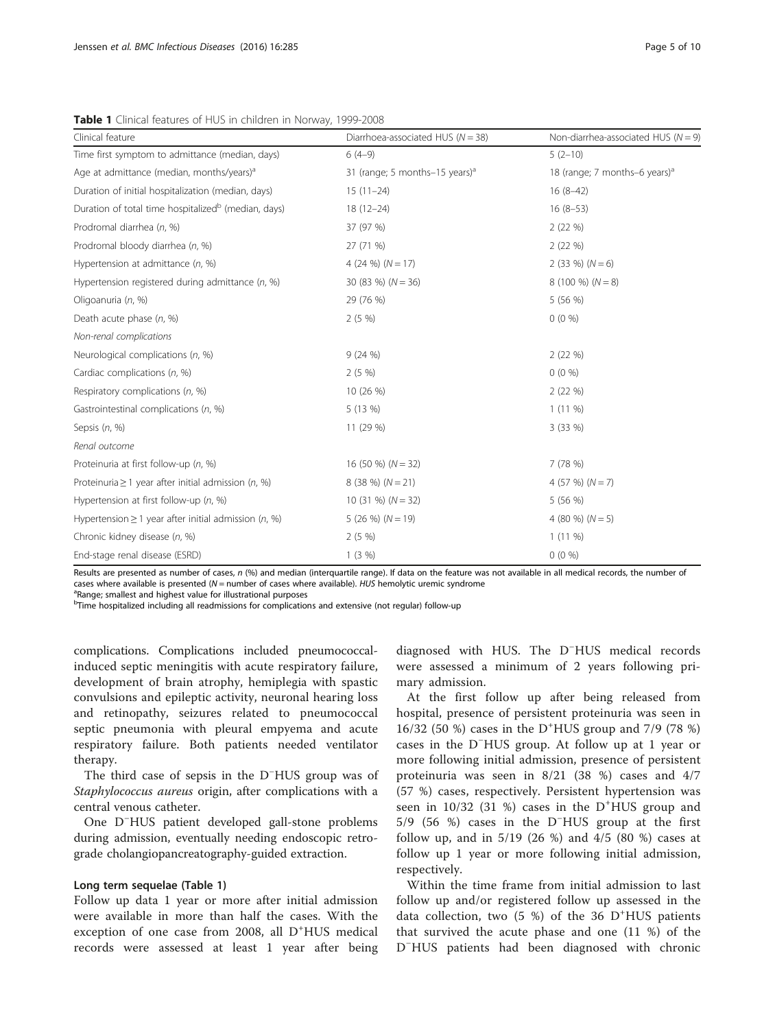**Table 1** Clinical features of HUS in children in Norway, 1999-2008

| Clinical feature | Diarrhoea-associated HUS ($N = 38$) | Non-diarrhea-associated HUS ($N = 9$) |
|---|---|---|
| Time first symptom to admittance (median, days) | 6 (4–9) | 5 (2–10) |
| Age at admittance (median, months/years)[a] | 31 (range; 5 months–15 years)[a] | 18 (range; 7 months–6 years)[a] |
| Duration of initial hospitalization (median, days) | 15 (11–24) | 16 (8–42) |
| Duration of total time hospitalized[b] (median, days) | 18 (12–24) | 16 (8–53) |
| Prodromal diarrhea (*n*, %) | 37 (97 %) | 2 (22 %) |
| Prodromal bloody diarrhea (*n*, %) | 27 (71 %) | 2 (22 %) |
| Hypertension at admittance (*n*, %) | 4 (24 %) ($N = 17$) | 2 (33 %) ($N = 6$) |
| Hypertension registered during admittance (*n*, %) | 30 (83 %) ($N = 36$) | 8 (100 %) ($N = 8$) |
| Oligoanuria (*n*, %) | 29 (76 %) | 5 (56 %) |
| Death acute phase (*n*, %) | 2 (5 %) | 0 (0 %) |
| *Non-renal complications* | | |
| Neurological complications (*n*, %) | 9 (24 %) | 2 (22 %) |
| Cardiac complications (*n*, %) | 2 (5 %) | 0 (0 %) |
| Respiratory complications (*n*, %) | 10 (26 %) | 2 (22 %) |
| Gastrointestinal complications (*n*, %) | 5 (13 %) | 1 (11 %) |
| Sepsis (*n*, %) | 11 (29 %) | 3 (33 %) |
| *Renal outcome* | | |
| Proteinuria at first follow-up (*n*, %) | 16 (50 %) ($N = 32$) | 7 (78 %) |
| Proteinuria ≥ 1 year after initial admission (*n*, %) | 8 (38 %) ($N = 21$) | 4 (57 %) ($N = 7$) |
| Hypertension at first follow-up (*n*, %) | 10 (31 %) ($N = 32$) | 5 (56 %) |
| Hypertension ≥ 1 year after initial admission (*n*, %) | 5 (26 %) ($N = 19$) | 4 (80 %) ($N = 5$) |
| Chronic kidney disease (*n*, %) | 2 (5 %) | 1 (11 %) |
| End-stage renal disease (ESRD) | 1 (3 %) | 0 (0 %) |

Results are presented as number of cases, *n* (%) and median (interquartile range). If data on the feature was not available in all medical records, the number of cases where available is presented ($N$ = number of cases where available). *HUS* hemolytic uremic syndrome

[a]Range; smallest and highest value for illustrational purposes

[b]Time hospitalized including all readmissions for complications and extensive (not regular) follow-up

complications. Complications included pneumococcal-induced septic meningitis with acute respiratory failure, development of brain atrophy, hemiplegia with spastic convulsions and epileptic activity, neuronal hearing loss and retinopathy, seizures related to pneumococcal septic pneumonia with pleural empyema and acute respiratory failure. Both patients needed ventilator therapy.

The third case of sepsis in the D⁻HUS group was of *Staphylococcus aureus* origin, after complications with a central venous catheter.

One D⁻HUS patient developed gall-stone problems during admission, eventually needing endoscopic retrograde cholangiopancreatography-guided extraction.

### Long term sequelae (Table 1)

Follow up data 1 year or more after initial admission were available in more than half the cases. With the exception of one case from 2008, all D⁺HUS medical records were assessed at least 1 year after being diagnosed with HUS. The D⁻HUS medical records were assessed a minimum of 2 years following primary admission.

At the first follow up after being released from hospital, presence of persistent proteinuria was seen in 16/32 (50 %) cases in the D⁺HUS group and 7/9 (78 %) cases in the D⁻HUS group. At follow up at 1 year or more following initial admission, presence of persistent proteinuria was seen in 8/21 (38 %) cases and 4/7 (57 %) cases, respectively. Persistent hypertension was seen in 10/32 (31 %) cases in the D⁺HUS group and 5/9 (56 %) cases in the D⁻HUS group at the first follow up, and in 5/19 (26 %) and 4/5 (80 %) cases at follow up 1 year or more following initial admission, respectively.

Within the time frame from initial admission to last follow up and/or registered follow up assessed in the data collection, two (5 %) of the 36 D⁺HUS patients that survived the acute phase and one (11 %) of the D⁻HUS patients had been diagnosed with chronic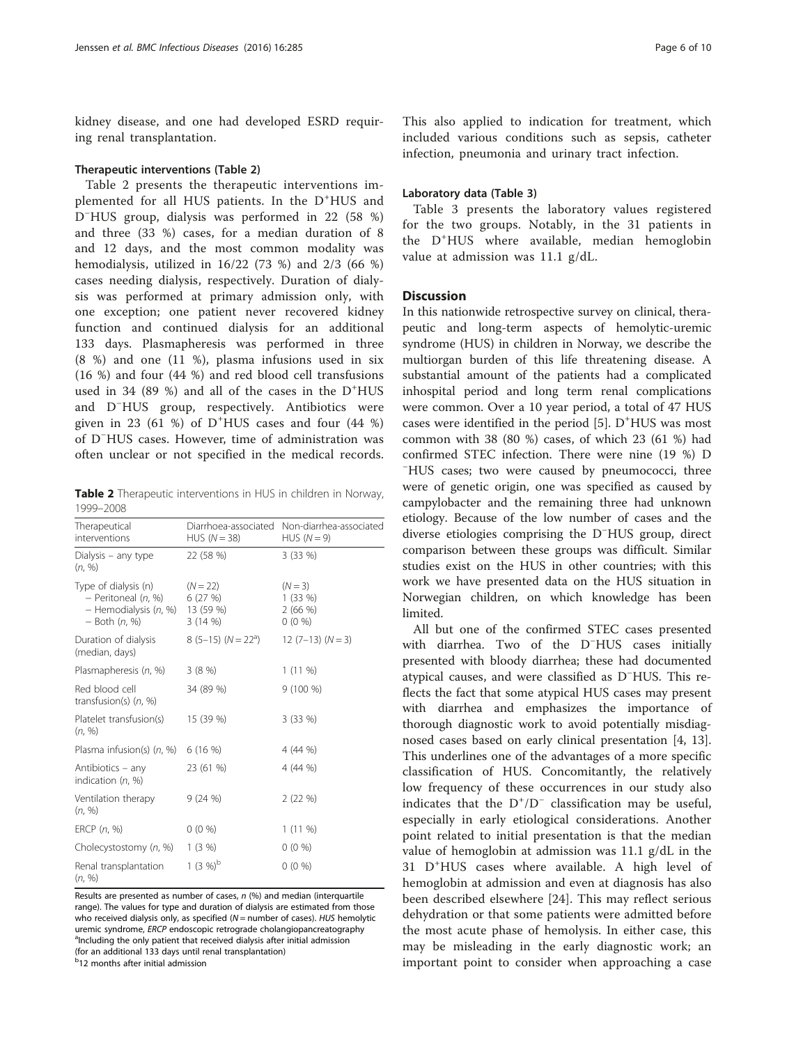kidney disease, and one had developed ESRD requiring renal transplantation.

### Therapeutic interventions (Table 2)

Table 2 presents the therapeutic interventions implemented for all HUS patients. In the D$^+$HUS and D$^-$HUS group, dialysis was performed in 22 (58 %) and three (33 %) cases, for a median duration of 8 and 12 days, and the most common modality was hemodialysis, utilized in 16/22 (73 %) and 2/3 (66 %) cases needing dialysis, respectively. Duration of dialysis was performed at primary admission only, with one exception; one patient never recovered kidney function and continued dialysis for an additional 133 days. Plasmapheresis was performed in three (8 %) and one (11 %), plasma infusions used in six (16 %) and four (44 %) and red blood cell transfusions used in 34 (89 %) and all of the cases in the D$^+$HUS and D$^-$HUS group, respectively. Antibiotics were given in 23 (61 %) of D$^+$HUS cases and four (44 %) of D$^-$HUS cases. However, time of administration was often unclear or not specified in the medical records.

**Table 2** Therapeutic interventions in HUS in children in Norway, 1999–2008

| Therapeutical interventions | Diarrhoea-associated HUS ($N = 38$) | Non-diarrhea-associated HUS ($N = 9$) |
|---|---|---|
| Dialysis – any type (*n*, %) | 22 (58 %) | 3 (33 %) |
| Type of dialysis (n) | ($N = 22$) | ($N = 3$) |
| – Peritoneal (*n*, %) | 6 (27 %) | 1 (33 %) |
| – Hemodialysis (*n*, %) | 13 (59 %) | 2 (66 %) |
| – Both (*n*, %) | 3 (14 %) | 0 (0 %) |
| Duration of dialysis (median, days) | 8 (5–15) ($N = 22$[a]) | 12 (7–13) ($N = 3$) |
| Plasmapheresis (*n*, %) | 3 (8 %) | 1 (11 %) |
| Red blood cell transfusion(s) (*n*, %) | 34 (89 %) | 9 (100 %) |
| Platelet transfusion(s) (*n*, %) | 15 (39 %) | 3 (33 %) |
| Plasma infusion(s) (*n*, %) | 6 (16 %) | 4 (44 %) |
| Antibiotics – any indication (*n*, %) | 23 (61 %) | 4 (44 %) |
| Ventilation therapy (*n*, %) | 9 (24 %) | 2 (22 %) |
| ERCP (*n*, %) | 0 (0 %) | 1 (11 %) |
| Cholecystostomy (*n*, %) | 1 (3 %) | 0 (0 %) |
| Renal transplantation (*n*, %) | 1 (3 %)[b] | 0 (0 %) |

Results are presented as number of cases, *n* (%) and median (interquartile range). The values for type and duration of dialysis are estimated from those who received dialysis only, as specified ($N$ = number of cases). *HUS* hemolytic uremic syndrome, *ERCP* endoscopic retrograde cholangiopancreatography
[a]Including the only patient that received dialysis after initial admission (for an additional 133 days until renal transplantation)
[b]12 months after initial admission

This also applied to indication for treatment, which included various conditions such as sepsis, catheter infection, pneumonia and urinary tract infection.

### Laboratory data (Table 3)

Table 3 presents the laboratory values registered for the two groups. Notably, in the 31 patients in the D$^+$HUS where available, median hemoglobin value at admission was 11.1 g/dL.

## Discussion

In this nationwide retrospective survey on clinical, therapeutic and long-term aspects of hemolytic-uremic syndrome (HUS) in children in Norway, we describe the multiorgan burden of this life threatening disease. A substantial amount of the patients had a complicated inhospital period and long term renal complications were common. Over a 10 year period, a total of 47 HUS cases were identified in the period [5]. D$^+$HUS was most common with 38 (80 %) cases, of which 23 (61 %) had confirmed STEC infection. There were nine (19 %) D$^-$HUS cases; two were caused by pneumococci, three were of genetic origin, one was specified as caused by campylobacter and the remaining three had unknown etiology. Because of the low number of cases and the diverse etiologies comprising the D$^-$HUS group, direct comparison between these groups was difficult. Similar studies exist on the HUS in other countries; with this work we have presented data on the HUS situation in Norwegian children, on which knowledge has been limited.

All but one of the confirmed STEC cases presented with diarrhea. Two of the D$^-$HUS cases initially presented with bloody diarrhea; these had documented atypical causes, and were classified as D$^-$HUS. This reflects the fact that some atypical HUS cases may present with diarrhea and emphasizes the importance of thorough diagnostic work to avoid potentially misdiagnosed cases based on early clinical presentation [4, 13]. This underlines one of the advantages of a more specific classification of HUS. Concomitantly, the relatively low frequency of these occurrences in our study also indicates that the D$^+$/D$^-$ classification may be useful, especially in early etiological considerations. Another point related to initial presentation is that the median value of hemoglobin at admission was 11.1 g/dL in the 31 D$^+$HUS cases where available. A high level of hemoglobin at admission and even at diagnosis has also been described elsewhere [24]. This may reflect serious dehydration or that some patients were admitted before the most acute phase of hemolysis. In either case, this may be misleading in the early diagnostic work; an important point to consider when approaching a case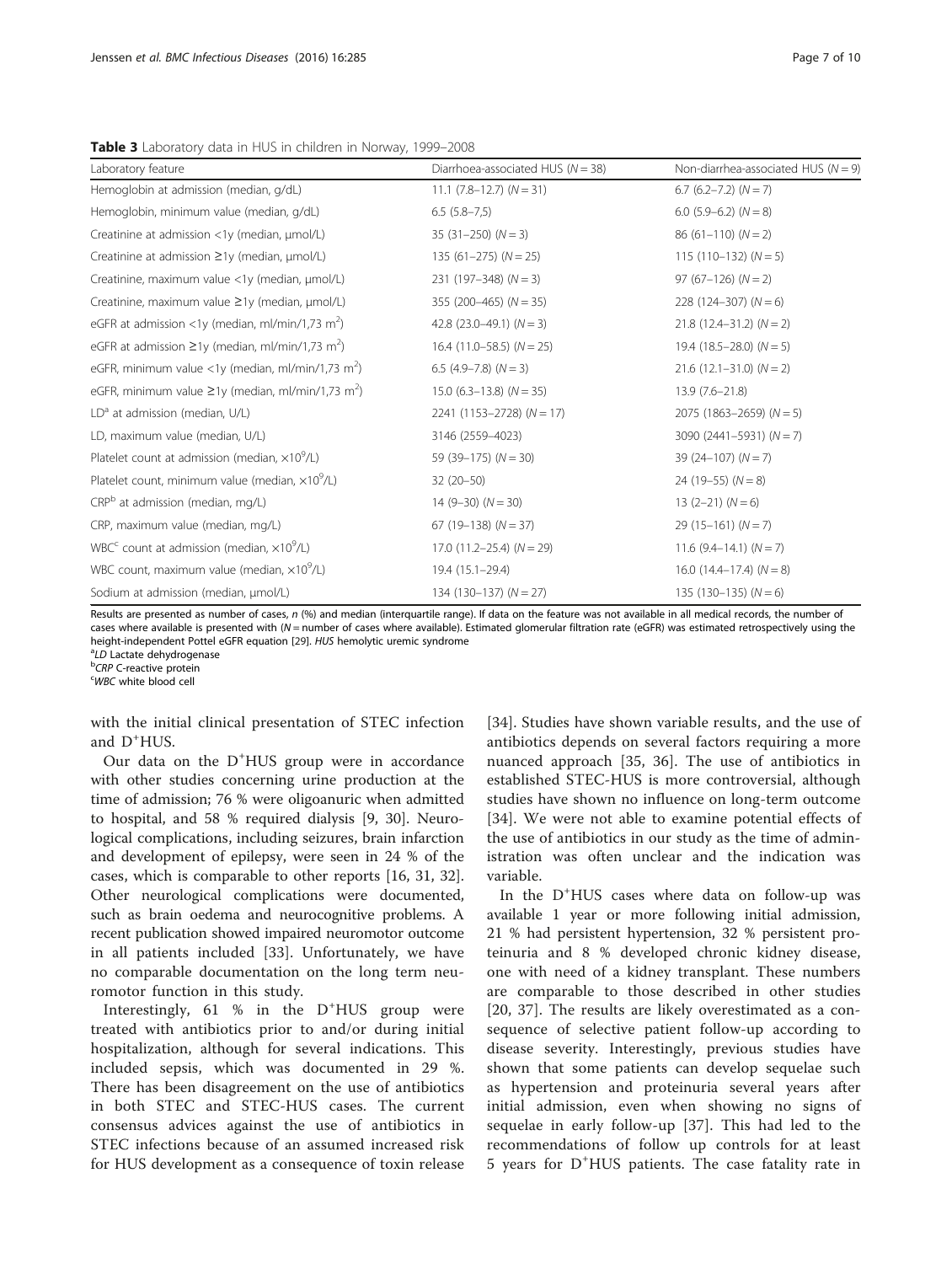**Table 3** Laboratory data in HUS in children in Norway, 1999–2008

| Laboratory feature | Diarrhoea-associated HUS ($N = 38$) | Non-diarrhea-associated HUS ($N = 9$) |
| --- | --- | --- |
| Hemoglobin at admission (median, g/dL) | 11.1 (7.8–12.7) ($N = 31$) | 6.7 (6.2–7.2) ($N = 7$) |
| Hemoglobin, minimum value (median, g/dL) | 6.5 (5.8–7,5) | 6.0 (5.9–6.2) ($N = 8$) |
| Creatinine at admission <1y (median, μmol/L) | 35 (31–250) ($N = 3$) | 86 (61–110) ($N = 2$) |
| Creatinine at admission ≥1y (median, μmol/L) | 135 (61–275) ($N = 25$) | 115 (110–132) ($N = 5$) |
| Creatinine, maximum value <1y (median, μmol/L) | 231 (197–348) ($N = 3$) | 97 (67–126) ($N = 2$) |
| Creatinine, maximum value ≥1y (median, μmol/L) | 355 (200–465) ($N = 35$) | 228 (124–307) ($N = 6$) |
| eGFR at admission <1y (median, ml/min/1,73 $m^2$) | 42.8 (23.0–49.1) ($N = 3$) | 21.8 (12.4–31.2) ($N = 2$) |
| eGFR at admission ≥1y (median, ml/min/1,73 $m^2$) | 16.4 (11.0–58.5) ($N = 25$) | 19.4 (18.5–28.0) ($N = 5$) |
| eGFR, minimum value <1y (median, ml/min/1,73 $m^2$) | 6.5 (4.9–7.8) ($N = 3$) | 21.6 (12.1–31.0) ($N = 2$) |
| eGFR, minimum value ≥1y (median, ml/min/1,73 $m^2$) | 15.0 (6.3–13.8) ($N = 35$) | 13.9 (7.6–21.8) |
| LD[a] at admission (median, U/L) | 2241 (1153–2728) ($N = 17$) | 2075 (1863–2659) ($N = 5$) |
| LD, maximum value (median, U/L) | 3146 (2559–4023) | 3090 (2441–5931) ($N = 7$) |
| Platelet count at admission (median, $\times 10^9$/L) | 59 (39–175) ($N = 30$) | 39 (24–107) ($N = 7$) |
| Platelet count, minimum value (median, $\times 10^9$/L) | 32 (20–50) | 24 (19–55) ($N = 8$) |
| CRP[b] at admission (median, mg/L) | 14 (9–30) ($N = 30$) | 13 (2–21) ($N = 6$) |
| CRP, maximum value (median, mg/L) | 67 (19–138) ($N = 37$) | 29 (15–161) ($N = 7$) |
| WBC[c] count at admission (median, $\times 10^9$/L) | 17.0 (11.2–25.4) ($N = 29$) | 11.6 (9.4–14.1) ($N = 7$) |
| WBC count, maximum value (median, $\times 10^9$/L) | 19.4 (15.1–29.4) | 16.0 (14.4–17.4) ($N = 8$) |
| Sodium at admission (median, μmol/L) | 134 (130–137) ($N = 27$) | 135 (130–135) ($N = 6$) |

Results are presented as number of cases, *n* (%) and median (interquartile range). If data on the feature was not available in all medical records, the number of cases where available is presented with (*N* = number of cases where available). Estimated glomerular filtration rate (eGFR) was estimated retrospectively using the height-independent Pottel eGFR equation [29]. *HUS* hemolytic uremic syndrome

[a] *LD* Lactate dehydrogenase

[b] *CRP* C-reactive protein

[c] *WBC* white blood cell

with the initial clinical presentation of STEC infection and $D^+$HUS.

Our data on the $D^+$HUS group were in accordance with other studies concerning urine production at the time of admission; 76 % were oligoanuric when admitted to hospital, and 58 % required dialysis [9, 30]. Neurological complications, including seizures, brain infarction and development of epilepsy, were seen in 24 % of the cases, which is comparable to other reports [16, 31, 32]. Other neurological complications were documented, such as brain oedema and neurocognitive problems. A recent publication showed impaired neuromotor outcome in all patients included [33]. Unfortunately, we have no comparable documentation on the long term neuromotor function in this study.

Interestingly, 61 % in the $D^+$HUS group were treated with antibiotics prior to and/or during initial hospitalization, although for several indications. This included sepsis, which was documented in 29 %. There has been disagreement on the use of antibiotics in both STEC and STEC-HUS cases. The current consensus advices against the use of antibiotics in STEC infections because of an assumed increased risk for HUS development as a consequence of toxin release [34]. Studies have shown variable results, and the use of antibiotics depends on several factors requiring a more nuanced approach [35, 36]. The use of antibiotics in established STEC-HUS is more controversial, although studies have shown no influence on long-term outcome [34]. We were not able to examine potential effects of the use of antibiotics in our study as the time of administration was often unclear and the indication was variable.

In the $D^+$HUS cases where data on follow-up was available 1 year or more following initial admission, 21 % had persistent hypertension, 32 % persistent proteinuria and 8 % developed chronic kidney disease, one with need of a kidney transplant. These numbers are comparable to those described in other studies [20, 37]. The results are likely overestimated as a consequence of selective patient follow-up according to disease severity. Interestingly, previous studies have shown that some patients can develop sequelae such as hypertension and proteinuria several years after initial admission, even when showing no signs of sequelae in early follow-up [37]. This had led to the recommendations of follow up controls for at least 5 years for $D^+$HUS patients. The case fatality rate in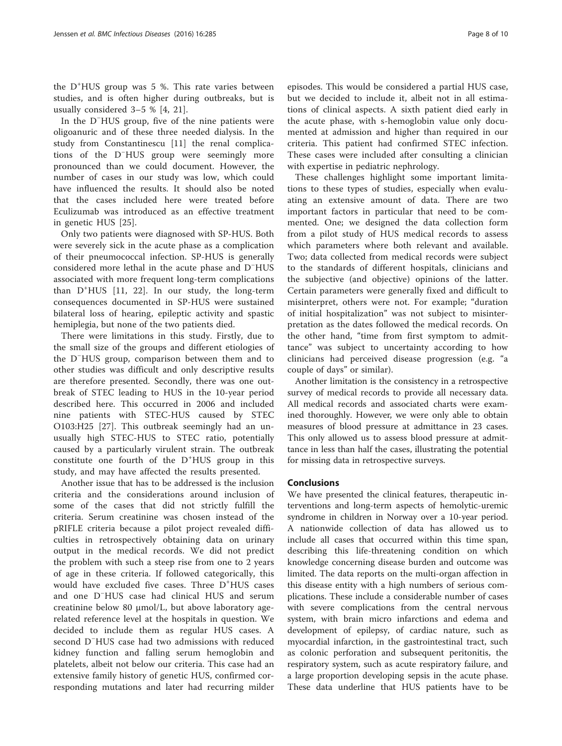the $D^+$HUS group was 5 %. This rate varies between studies, and is often higher during outbreaks, but is usually considered 3–5 % [4, 21].

In the $D^-$HUS group, five of the nine patients were oligoanuric and of these three needed dialysis. In the study from Constantinescu [11] the renal complications of the $D^-$HUS group were seemingly more pronounced than we could document. However, the number of cases in our study was low, which could have influenced the results. It should also be noted that the cases included here were treated before Eculizumab was introduced as an effective treatment in genetic HUS [25].

Only two patients were diagnosed with SP-HUS. Both were severely sick in the acute phase as a complication of their pneumococcal infection. SP-HUS is generally considered more lethal in the acute phase and $D^-$HUS associated with more frequent long-term complications than $D^+$HUS [11, 22]. In our study, the long-term consequences documented in SP-HUS were sustained bilateral loss of hearing, epileptic activity and spastic hemiplegia, but none of the two patients died.

There were limitations in this study. Firstly, due to the small size of the groups and different etiologies of the $D^-$HUS group, comparison between them and to other studies was difficult and only descriptive results are therefore presented. Secondly, there was one outbreak of STEC leading to HUS in the 10-year period described here. This occurred in 2006 and included nine patients with STEC-HUS caused by STEC O103:H25 [27]. This outbreak seemingly had an unusually high STEC-HUS to STEC ratio, potentially caused by a particularly virulent strain. The outbreak constitute one fourth of the $D^+$HUS group in this study, and may have affected the results presented.

Another issue that has to be addressed is the inclusion criteria and the considerations around inclusion of some of the cases that did not strictly fulfill the criteria. Serum creatinine was chosen instead of the pRIFLE criteria because a pilot project revealed difficulties in retrospectively obtaining data on urinary output in the medical records. We did not predict the problem with such a steep rise from one to 2 years of age in these criteria. If followed categorically, this would have excluded five cases. Three $D^+$HUS cases and one $D^-$HUS case had clinical HUS and serum creatinine below 80 μmol/L, but above laboratory age-related reference level at the hospitals in question. We decided to include them as regular HUS cases. A second $D^-$HUS case had two admissions with reduced kidney function and falling serum hemoglobin and platelets, albeit not below our criteria. This case had an extensive family history of genetic HUS, confirmed corresponding mutations and later had recurring milder episodes. This would be considered a partial HUS case, but we decided to include it, albeit not in all estimations of clinical aspects. A sixth patient died early in the acute phase, with s-hemoglobin value only documented at admission and higher than required in our criteria. This patient had confirmed STEC infection. These cases were included after consulting a clinician with expertise in pediatric nephrology.

These challenges highlight some important limitations to these types of studies, especially when evaluating an extensive amount of data. There are two important factors in particular that need to be commented. One; we designed the data collection form from a pilot study of HUS medical records to assess which parameters where both relevant and available. Two; data collected from medical records were subject to the standards of different hospitals, clinicians and the subjective (and objective) opinions of the latter. Certain parameters were generally fixed and difficult to misinterpret, others were not. For example; "duration of initial hospitalization" was not subject to misinterpretation as the dates followed the medical records. On the other hand, "time from first symptom to admittance" was subject to uncertainty according to how clinicians had perceived disease progression (e.g. "a couple of days" or similar).

Another limitation is the consistency in a retrospective survey of medical records to provide all necessary data. All medical records and associated charts were examined thoroughly. However, we were only able to obtain measures of blood pressure at admittance in 23 cases. This only allowed us to assess blood pressure at admittance in less than half the cases, illustrating the potential for missing data in retrospective surveys.

## Conclusions

We have presented the clinical features, therapeutic interventions and long-term aspects of hemolytic-uremic syndrome in children in Norway over a 10-year period. A nationwide collection of data has allowed us to include all cases that occurred within this time span, describing this life-threatening condition on which knowledge concerning disease burden and outcome was limited. The data reports on the multi-organ affection in this disease entity with a high numbers of serious complications. These include a considerable number of cases with severe complications from the central nervous system, with brain micro infarctions and edema and development of epilepsy, of cardiac nature, such as myocardial infarction, in the gastrointestinal tract, such as colonic perforation and subsequent peritonitis, the respiratory system, such as acute respiratory failure, and a large proportion developing sepsis in the acute phase. These data underline that HUS patients have to be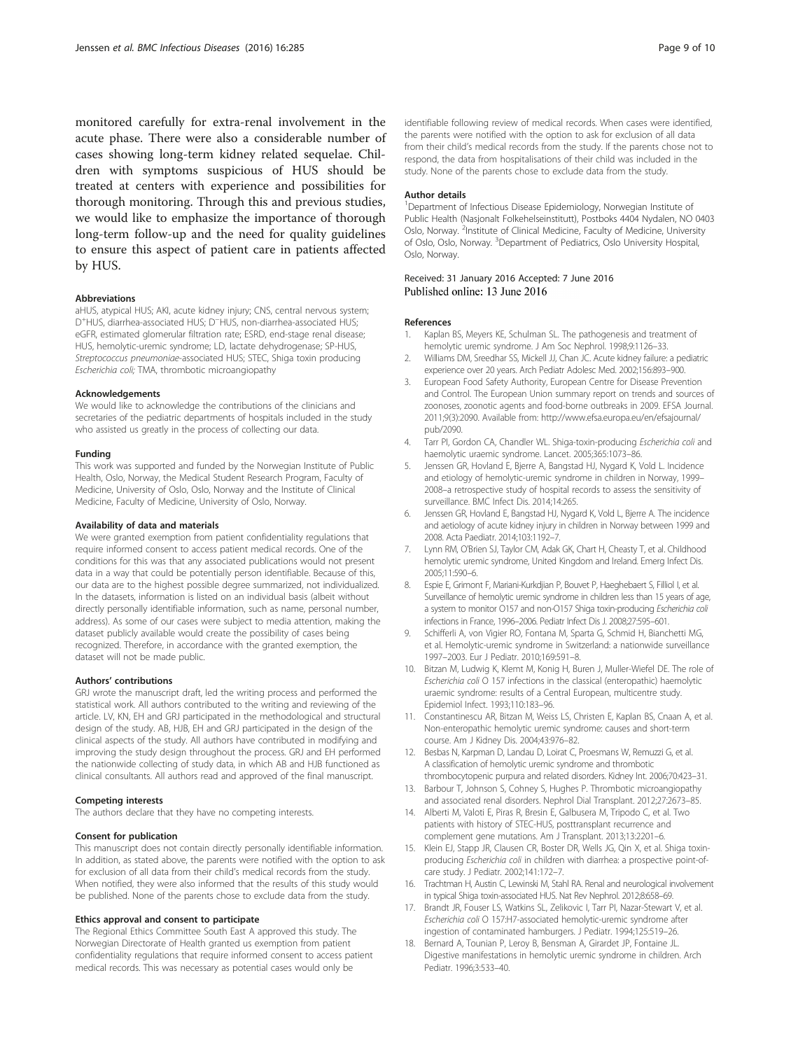monitored carefully for extra-renal involvement in the acute phase. There were also a considerable number of cases showing long-term kidney related sequelae. Children with symptoms suspicious of HUS should be treated at centers with experience and possibilities for thorough monitoring. Through this and previous studies, we would like to emphasize the importance of thorough long-term follow-up and the need for quality guidelines to ensure this aspect of patient care in patients affected by HUS.

#### Abbreviations

aHUS, atypical HUS; AKI, acute kidney injury; CNS, central nervous system; D$^{+}$HUS, diarrhea-associated HUS; D$^{-}$HUS, non-diarrhea-associated HUS; eGFR, estimated glomerular filtration rate; ESRD, end-stage renal disease; HUS, hemolytic-uremic syndrome; LD, lactate dehydrogenase; SP-HUS, *Streptococcus pneumoniae*-associated HUS; STEC, Shiga toxin producing *Escherichia coli;* TMA, thrombotic microangiopathy

#### Acknowledgements

We would like to acknowledge the contributions of the clinicians and secretaries of the pediatric departments of hospitals included in the study who assisted us greatly in the process of collecting our data.

#### Funding

This work was supported and funded by the Norwegian Institute of Public Health, Oslo, Norway, the Medical Student Research Program, Faculty of Medicine, University of Oslo, Oslo, Norway and the Institute of Clinical Medicine, Faculty of Medicine, University of Oslo, Norway.

#### Availability of data and materials

We were granted exemption from patient confidentiality regulations that require informed consent to access patient medical records. One of the conditions for this was that any associated publications would not present data in a way that could be potentially person identifiable. Because of this, our data are to the highest possible degree summarized, not individualized. In the datasets, information is listed on an individual basis (albeit without directly personally identifiable information, such as name, personal number, address). As some of our cases were subject to media attention, making the dataset publicly available would create the possibility of cases being recognized. Therefore, in accordance with the granted exemption, the dataset will not be made public.

#### Authors' contributions

GRJ wrote the manuscript draft, led the writing process and performed the statistical work. All authors contributed to the writing and reviewing of the article. LV, KN, EH and GRJ participated in the methodological and structural design of the study. AB, HJB, EH and GRJ participated in the design of the clinical aspects of the study. All authors have contributed in modifying and improving the study design throughout the process. GRJ and EH performed the nationwide collecting of study data, in which AB and HJB functioned as clinical consultants. All authors read and approved of the final manuscript.

#### Competing interests

The authors declare that they have no competing interests.

#### Consent for publication

This manuscript does not contain directly personally identifiable information. In addition, as stated above, the parents were notified with the option to ask for exclusion of all data from their child's medical records from the study. When notified, they were also informed that the results of this study would be published. None of the parents chose to exclude data from the study.

#### Ethics approval and consent to participate

The Regional Ethics Committee South East A approved this study. The Norwegian Directorate of Health granted us exemption from patient confidentiality regulations that require informed consent to access patient medical records. This was necessary as potential cases would only be identifiable following review of medical records. When cases were identified, the parents were notified with the option to ask for exclusion of all data from their child's medical records from the study. If the parents chose not to respond, the data from hospitalisations of their child was included in the study. None of the parents chose to exclude data from the study.

#### Author details

[1]Department of Infectious Disease Epidemiology, Norwegian Institute of Public Health (Nasjonalt Folkehelseinstitutt), Postboks 4404 Nydalen, NO 0403 Oslo, Norway. [2]Institute of Clinical Medicine, Faculty of Medicine, University of Oslo, Oslo, Norway. [3]Department of Pediatrics, Oslo University Hospital, Oslo, Norway.

Received: 31 January 2016 Accepted: 7 June 2016
Published online: 13 June 2016

#### References

1. Kaplan BS, Meyers KE, Schulman SL. The pathogenesis and treatment of hemolytic uremic syndrome. J Am Soc Nephrol. 1998;9:1126–33.
2. Williams DM, Sreedhar SS, Mickell JJ, Chan JC. Acute kidney failure: a pediatric experience over 20 years. Arch Pediatr Adolesc Med. 2002;156:893–900.
3. European Food Safety Authority, European Centre for Disease Prevention and Control. The European Union summary report on trends and sources of zoonoses, zoonotic agents and food-borne outbreaks in 2009. EFSA Journal. 2011;9(3):2090. Available from: http://www.efsa.europa.eu/en/efsajournal/pub/2090.
4. Tarr PI, Gordon CA, Chandler WL. Shiga-toxin-producing *Escherichia coli* and haemolytic uraemic syndrome. Lancet. 2005;365:1073–86.
5. Jenssen GR, Hovland E, Bjerre A, Bangstad HJ, Nygard K, Vold L. Incidence and etiology of hemolytic-uremic syndrome in children in Norway, 1999–2008–a retrospective study of hospital records to assess the sensitivity of surveillance. BMC Infect Dis. 2014;14:265.
6. Jenssen GR, Hovland E, Bangstad HJ, Nygard K, Vold L, Bjerre A. The incidence and aetiology of acute kidney injury in children in Norway between 1999 and 2008. Acta Paediatr. 2014;103:1192–7.
7. Lynn RM, O'Brien SJ, Taylor CM, Adak GK, Chart H, Cheasty T, et al. Childhood hemolytic uremic syndrome, United Kingdom and Ireland. Emerg Infect Dis. 2005;11:590–6.
8. Espie E, Grimont F, Mariani-Kurkdjian P, Bouvet P, Haeghebaert S, Filliol I, et al. Surveillance of hemolytic uremic syndrome in children less than 15 years of age, a system to monitor O157 and non-O157 Shiga toxin-producing *Escherichia coli* infections in France, 1996–2006. Pediatr Infect Dis J. 2008;27:595–601.
9. Schifferli A, von Vigier RO, Fontana M, Sparta G, Schmid H, Bianchetti MG, et al. Hemolytic-uremic syndrome in Switzerland: a nationwide surveillance 1997–2003. Eur J Pediatr. 2010;169:591–8.
10. Bitzan M, Ludwig K, Klemt M, Konig H, Buren J, Muller-Wiefel DE. The role of *Escherichia coli* O 157 infections in the classical (enteropathic) haemolytic uraemic syndrome: results of a Central European, multicentre study. Epidemiol Infect. 1993;110:183–96.
11. Constantinescu AR, Bitzan M, Weiss LS, Christen E, Kaplan BS, Cnaan A, et al. Non-enteropathic hemolytic uremic syndrome: causes and short-term course. Am J Kidney Dis. 2004;43:976–82.
12. Besbas N, Karpman D, Landau D, Loirat C, Proesmans W, Remuzzi G, et al. A classification of hemolytic uremic syndrome and thrombotic thrombocytopenic purpura and related disorders. Kidney Int. 2006;70:423–31.
13. Barbour T, Johnson S, Cohney S, Hughes P. Thrombotic microangiopathy and associated renal disorders. Nephrol Dial Transplant. 2012;27:2673–85.
14. Alberti M, Valoti E, Piras R, Bresin E, Galbusera M, Tripodo C, et al. Two patients with history of STEC-HUS, posttransplant recurrence and complement gene mutations. Am J Transplant. 2013;13:2201–6.
15. Klein EJ, Stapp JR, Clausen CR, Boster DR, Wells JG, Qin X, et al. Shiga toxin-producing *Escherichia coli* in children with diarrhea: a prospective point-of-care study. J Pediatr. 2002;141:172–7.
16. Trachtman H, Austin C, Lewinski M, Stahl RA. Renal and neurological involvement in typical Shiga toxin-associated HUS. Nat Rev Nephrol. 2012;8:658–69.
17. Brandt JR, Fouser LS, Watkins SL, Zelikovic I, Tarr PI, Nazar-Stewart V, et al. *Escherichia coli* O 157:H7-associated hemolytic-uremic syndrome after ingestion of contaminated hamburgers. J Pediatr. 1994;125:519–26.
18. Bernard A, Tounian P, Leroy B, Bensman A, Girardet JP, Fontaine JL. Digestive manifestations in hemolytic uremic syndrome in children. Arch Pediatr. 1996;3:533–40.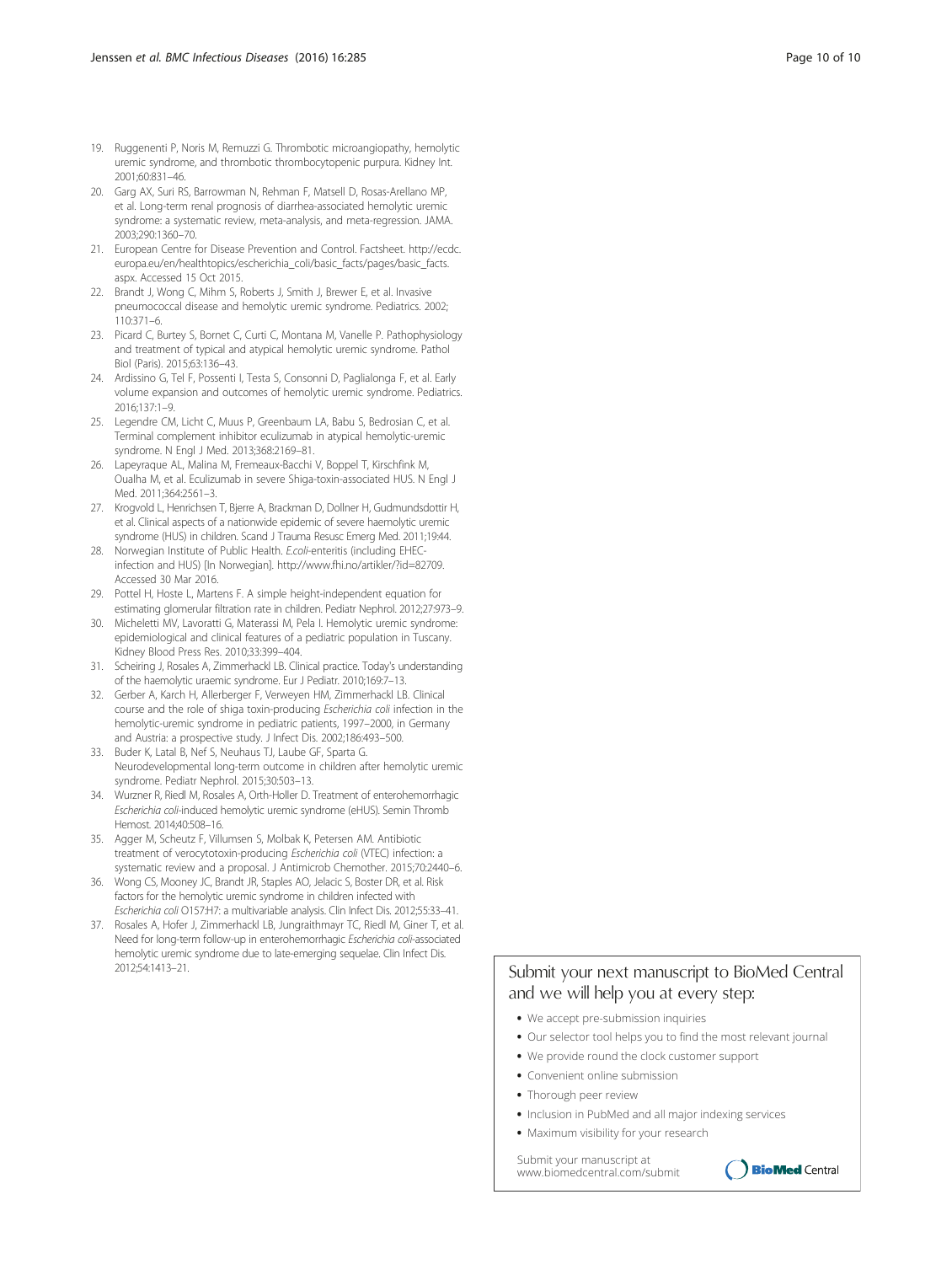19. Ruggenenti P, Noris M, Remuzzi G. Thrombotic microangiopathy, hemolytic uremic syndrome, and thrombotic thrombocytopenic purpura. Kidney Int. 2001;60:831–46.
20. Garg AX, Suri RS, Barrowman N, Rehman F, Matsell D, Rosas-Arellano MP, et al. Long-term renal prognosis of diarrhea-associated hemolytic uremic syndrome: a systematic review, meta-analysis, and meta-regression. JAMA. 2003;290:1360–70.
21. European Centre for Disease Prevention and Control. Factsheet. http://ecdc.europa.eu/en/healthtopics/escherichia_coli/basic_facts/pages/basic_facts.aspx. Accessed 15 Oct 2015.
22. Brandt J, Wong C, Mihm S, Roberts J, Smith J, Brewer E, et al. Invasive pneumococcal disease and hemolytic uremic syndrome. Pediatrics. 2002;110:371–6.
23. Picard C, Burtey S, Bornet C, Curti C, Montana M, Vanelle P. Pathophysiology and treatment of typical and atypical hemolytic uremic syndrome. Pathol Biol (Paris). 2015;63:136–43.
24. Ardissino G, Tel F, Possenti I, Testa S, Consonni D, Paglialonga F, et al. Early volume expansion and outcomes of hemolytic uremic syndrome. Pediatrics. 2016;137:1–9.
25. Legendre CM, Licht C, Muus P, Greenbaum LA, Babu S, Bedrosian C, et al. Terminal complement inhibitor eculizumab in atypical hemolytic-uremic syndrome. N Engl J Med. 2013;368:2169–81.
26. Lapeyraque AL, Malina M, Fremeaux-Bacchi V, Boppel T, Kirschfink M, Oualha M, et al. Eculizumab in severe Shiga-toxin-associated HUS. N Engl J Med. 2011;364:2561–3.
27. Krogvold L, Henrichsen T, Bjerre A, Brackman D, Dollner H, Gudmundsdottir H, et al. Clinical aspects of a nationwide epidemic of severe haemolytic uremic syndrome (HUS) in children. Scand J Trauma Resusc Emerg Med. 2011;19:44.
28. Norwegian Institute of Public Health. *E.coli*-enteritis (including EHEC-infection and HUS) [In Norwegian]. http://www.fhi.no/artikler/?id=82709. Accessed 30 Mar 2016.
29. Pottel H, Hoste L, Martens F. A simple height-independent equation for estimating glomerular filtration rate in children. Pediatr Nephrol. 2012;27:973–9.
30. Micheletti MV, Lavoratti G, Materassi M, Pela I. Hemolytic uremic syndrome: epidemiological and clinical features of a pediatric population in Tuscany. Kidney Blood Press Res. 2010;33:399–404.
31. Scheiring J, Rosales A, Zimmerhackl LB. Clinical practice. Today's understanding of the haemolytic uraemic syndrome. Eur J Pediatr. 2010;169:7–13.
32. Gerber A, Karch H, Allerberger F, Verweyen HM, Zimmerhackl LB. Clinical course and the role of shiga toxin-producing *Escherichia coli* infection in the hemolytic-uremic syndrome in pediatric patients, 1997–2000, in Germany and Austria: a prospective study. J Infect Dis. 2002;186:493–500.
33. Buder K, Latal B, Nef S, Neuhaus TJ, Laube GF, Sparta G. Neurodevelopmental long-term outcome in children after hemolytic uremic syndrome. Pediatr Nephrol. 2015;30:503–13.
34. Wurzner R, Riedl M, Rosales A, Orth-Holler D. Treatment of enterohemorrhagic *Escherichia coli*-induced hemolytic uremic syndrome (eHUS). Semin Thromb Hemost. 2014;40:508–16.
35. Agger M, Scheutz F, Villumsen S, Molbak K, Petersen AM. Antibiotic treatment of verocytotoxin-producing *Escherichia coli* (VTEC) infection: a systematic review and a proposal. J Antimicrob Chemother. 2015;70:2440–6.
36. Wong CS, Mooney JC, Brandt JR, Staples AO, Jelacic S, Boster DR, et al. Risk factors for the hemolytic uremic syndrome in children infected with *Escherichia coli* O157:H7: a multivariable analysis. Clin Infect Dis. 2012;55:33–41.
37. Rosales A, Hofer J, Zimmerhackl LB, Jungraithmayr TC, Riedl M, Giner T, et al. Need for long-term follow-up in enterohemorrhagic *Escherichia coli*-associated hemolytic uremic syndrome due to late-emerging sequelae. Clin Infect Dis. 2012;54:1413–21.

Submit your next manuscript to BioMed Central and we will help you at every step:

- We accept pre-submission inquiries
- Our selector tool helps you to find the most relevant journal
- We provide round the clock customer support
- Convenient online submission
- Thorough peer review
- Inclusion in PubMed and all major indexing services
- Maximum visibility for your research

Submit your manuscript at www.biomedcentral.com/submit

BioMed Central